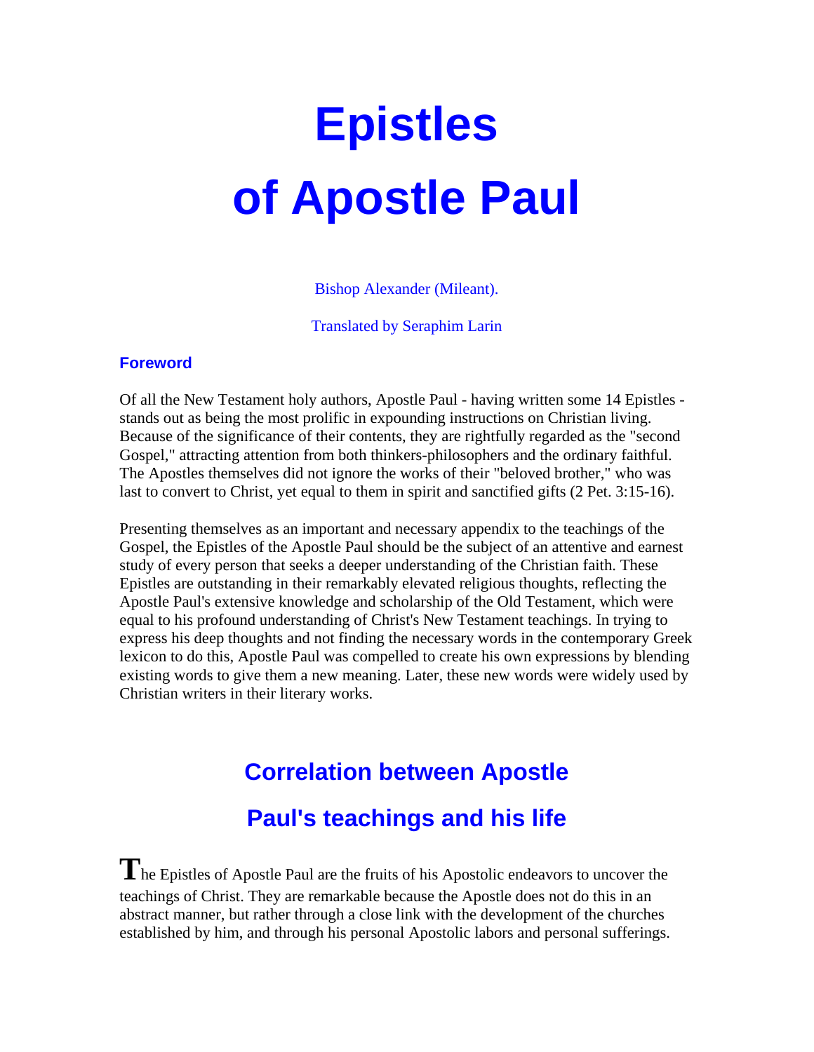# Epistles of Apostle Paul

Bishop Alexander (Mileant).

Translated by Seraphim Larin

### Foreword

Of all the New Testament holy authors, Apostle Paul - having written some 14 Epistles - stands out as being the most prolific in expounding instructions on Christian living. Because of the significance of their contents, they are rightfully regarded as the "second Gospel," attracting attention from both thinkers-philosophers and the ordinary faithful. The Apostles themselves did not ignore the works of their "beloved brother," who was last to convert to Christ, yet equal to them in spirit and sanctified gifts (2 Pet. 3:15-16).

Presenting themselves as an important and necessary appendix to the teachings of the Gospel, the Epistles of the Apostle Paul should be the subject of an attentive and earnest study of every person that seeks a deeper understanding of the Christian faith. These Epistles are outstanding in their remarkably elevated religious thoughts, reflecting the Apostle Paul's extensive knowledge and scholarship of the Old Testament, which were equal to his profound understanding of Christ's New Testament teachings. In trying to express his deep thoughts and not finding the necessary words in the contemporary Greek lexicon to do this, Apostle Paul was compelled to create his own expressions by blending existing words to give them a new meaning. Later, these new words were widely used by Christian writers in their literary works.

## Correlation between Apostle Paul's teachings and his life

The Epistles of Apostle Paul are the fruits of his Apostolic endeavors to uncover the teachings of Christ. They are remarkable because the Apostle does not do this in an abstract manner, but rather through a close link with the development of the churches established by him, and through his personal Apostolic labors and personal sufferings.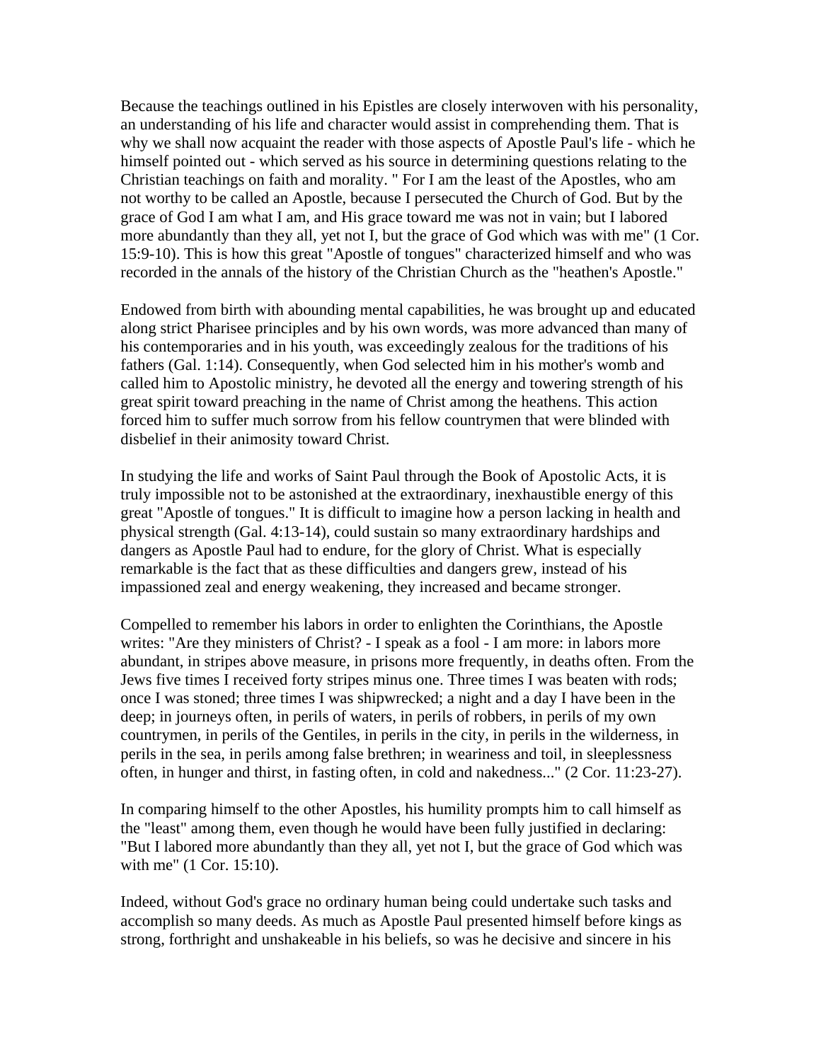Because the teachings outlined in his Epistles are closely interwoven with his personality, an understanding of his life and character would assist in comprehending them. That is why we shall now acquaint the reader with those aspects of Apostle Paul's life - which he himself pointed out - which served as his source in determining questions relating to the Christian teachings on faith and morality. " For I am the least of the Apostles, who am not worthy to be called an Apostle, because I persecuted the Church of God. But by the grace of God I am what I am, and His grace toward me was not in vain; but I labored more abundantly than they all, yet not I, but the grace of God which was with me" (1 Cor. 15:9-10). This is how this great "Apostle of tongues" characterized himself and who was recorded in the annals of the history of the Christian Church as the "heathen's Apostle."

Endowed from birth with abounding mental capabilities, he was brought up and educated along strict Pharisee principles and by his own words, was more advanced than many of his contemporaries and in his youth, was exceedingly zealous for the traditions of his fathers (Gal. 1:14). Consequently, when God selected him in his mother's womb and called him to Apostolic ministry, he devoted all the energy and towering strength of his great spirit toward preaching in the name of Christ among the heathens. This action forced him to suffer much sorrow from his fellow countrymen that were blinded with disbelief in their animosity toward Christ.

In studying the life and works of Saint Paul through the Book of Apostolic Acts, it is truly impossible not to be astonished at the extraordinary, inexhaustible energy of this great "Apostle of tongues." It is difficult to imagine how a person lacking in health and physical strength (Gal. 4:13-14), could sustain so many extraordinary hardships and dangers as Apostle Paul had to endure, for the glory of Christ. What is especially remarkable is the fact that as these difficulties and dangers grew, instead of his impassioned zeal and energy weakening, they increased and became stronger.

Compelled to remember his labors in order to enlighten the Corinthians, the Apostle writes: "Are they ministers of Christ? - I speak as a fool - I am more: in labors more abundant, in stripes above measure, in prisons more frequently, in deaths often. From the Jews five times I received forty stripes minus one. Three times I was beaten with rods; once I was stoned; three times I was shipwrecked; a night and a day I have been in the deep; in journeys often, in perils of waters, in perils of robbers, in perils of my own countrymen, in perils of the Gentiles, in perils in the city, in perils in the wilderness, in perils in the sea, in perils among false brethren; in weariness and toil, in sleeplessness often, in hunger and thirst, in fasting often, in cold and nakedness..." (2 Cor. 11:23-27).

In comparing himself to the other Apostles, his humility prompts him to call himself as the "least" among them, even though he would have been fully justified in declaring: "But I labored more abundantly than they all, yet not I, but the grace of God which was with me" (1 Cor. 15:10).

Indeed, without God's grace no ordinary human being could undertake such tasks and accomplish so many deeds. As much as Apostle Paul presented himself before kings as strong, forthright and unshakeable in his beliefs, so was he decisive and sincere in his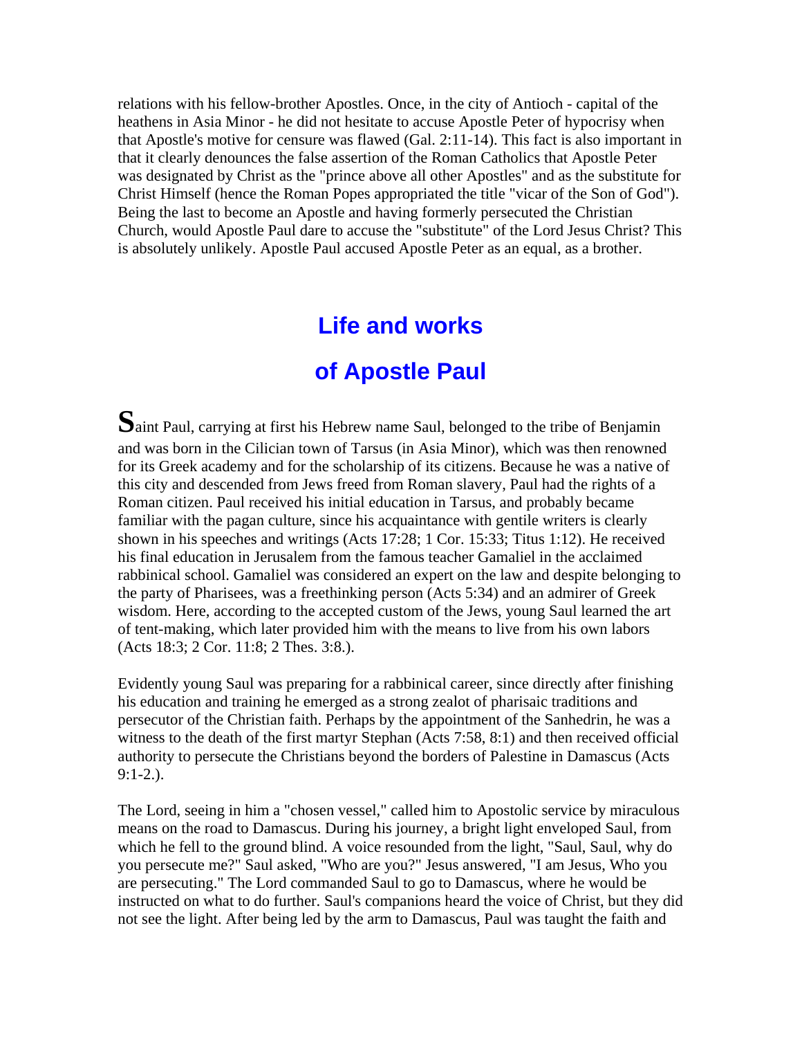relations with his fellow-brother Apostles. Once, in the city of Antioch - capital of the heathens in Asia Minor - he did not hesitate to accuse Apostle Peter of hypocrisy when that Apostle's motive for censure was flawed (Gal. 2:11-14). This fact is also important in that it clearly denounces the false assertion of the Roman Catholics that Apostle Peter was designated by Christ as the "prince above all other Apostles" and as the substitute for Christ Himself (hence the Roman Popes appropriated the title "vicar of the Son of God"). Being the last to become an Apostle and having formerly persecuted the Christian Church, would Apostle Paul dare to accuse the "substitute" of the Lord Jesus Christ? This is absolutely unlikely. Apostle Paul accused Apostle Peter as an equal, as a brother.

## Life and works of Apostle Paul

**S**aint Paul, carrying at first his Hebrew name Saul, belonged to the tribe of Benjamin and was born in the Cilician town of Tarsus (in Asia Minor), which was then renowned for its Greek academy and for the scholarship of its citizens. Because he was a native of this city and descended from Jews freed from Roman slavery, Paul had the rights of a Roman citizen. Paul received his initial education in Tarsus, and probably became familiar with the pagan culture, since his acquaintance with gentile writers is clearly shown in his speeches and writings (Acts 17:28; 1 Cor. 15:33; Titus 1:12). He received his final education in Jerusalem from the famous teacher Gamaliel in the acclaimed rabbinical school. Gamaliel was considered an expert on the law and despite belonging to the party of Pharisees, was a freethinking person (Acts 5:34) and an admirer of Greek wisdom. Here, according to the accepted custom of the Jews, young Saul learned the art of tent-making, which later provided him with the means to live from his own labors (Acts 18:3; 2 Cor. 11:8; 2 Thes. 3:8.).

Evidently young Saul was preparing for a rabbinical career, since directly after finishing his education and training he emerged as a strong zealot of pharisaic traditions and persecutor of the Christian faith. Perhaps by the appointment of the Sanhedrin, he was a witness to the death of the first martyr Stephan (Acts 7:58, 8:1) and then received official authority to persecute the Christians beyond the borders of Palestine in Damascus (Acts 9:1-2.).

The Lord, seeing in him a "chosen vessel," called him to Apostolic service by miraculous means on the road to Damascus. During his journey, a bright light enveloped Saul, from which he fell to the ground blind. A voice resounded from the light, "Saul, Saul, why do you persecute me?" Saul asked, "Who are you?" Jesus answered, "I am Jesus, Who you are persecuting." The Lord commanded Saul to go to Damascus, where he would be instructed on what to do further. Saul's companions heard the voice of Christ, but they did not see the light. After being led by the arm to Damascus, Paul was taught the faith and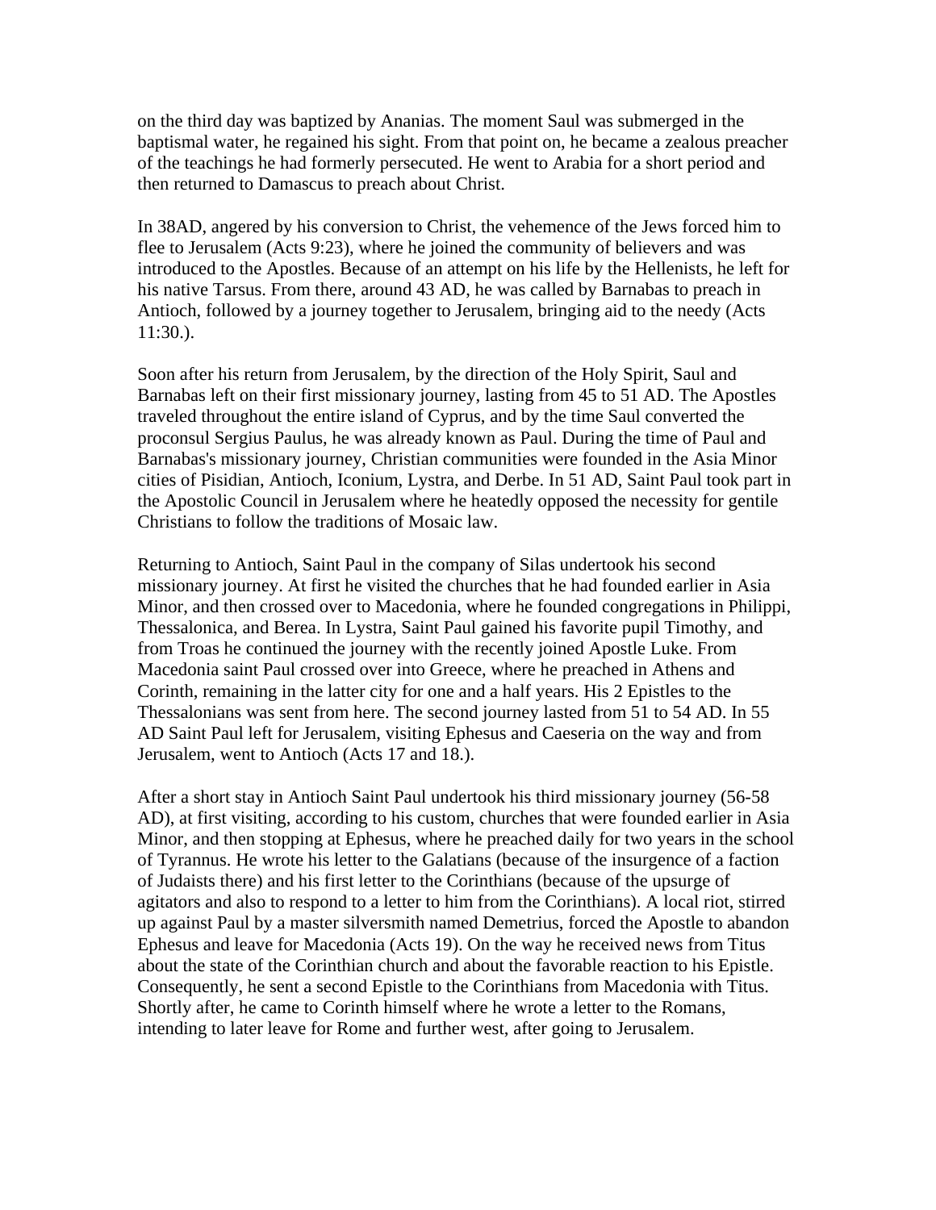on the third day was baptized by Ananias. The moment Saul was submerged in the baptismal water, he regained his sight. From that point on, he became a zealous preacher of the teachings he had formerly persecuted. He went to Arabia for a short period and then returned to Damascus to preach about Christ.

In 38AD, angered by his conversion to Christ, the vehemence of the Jews forced him to flee to Jerusalem (Acts 9:23), where he joined the community of believers and was introduced to the Apostles. Because of an attempt on his life by the Hellenists, he left for his native Tarsus. From there, around 43 AD, he was called by Barnabas to preach in Antioch, followed by a journey together to Jerusalem, bringing aid to the needy (Acts 11:30.).

Soon after his return from Jerusalem, by the direction of the Holy Spirit, Saul and Barnabas left on their first missionary journey, lasting from 45 to 51 AD. The Apostles traveled throughout the entire island of Cyprus, and by the time Saul converted the proconsul Sergius Paulus, he was already known as Paul. During the time of Paul and Barnabas's missionary journey, Christian communities were founded in the Asia Minor cities of Pisidian, Antioch, Iconium, Lystra, and Derbe. In 51 AD, Saint Paul took part in the Apostolic Council in Jerusalem where he heatedly opposed the necessity for gentile Christians to follow the traditions of Mosaic law.

Returning to Antioch, Saint Paul in the company of Silas undertook his second missionary journey. At first he visited the churches that he had founded earlier in Asia Minor, and then crossed over to Macedonia, where he founded congregations in Philippi, Thessalonica, and Berea. In Lystra, Saint Paul gained his favorite pupil Timothy, and from Troas he continued the journey with the recently joined Apostle Luke. From Macedonia saint Paul crossed over into Greece, where he preached in Athens and Corinth, remaining in the latter city for one and a half years. His 2 Epistles to the Thessalonians was sent from here. The second journey lasted from 51 to 54 AD. In 55 AD Saint Paul left for Jerusalem, visiting Ephesus and Caeseria on the way and from Jerusalem, went to Antioch (Acts 17 and 18.).

After a short stay in Antioch Saint Paul undertook his third missionary journey (56-58 AD), at first visiting, according to his custom, churches that were founded earlier in Asia Minor, and then stopping at Ephesus, where he preached daily for two years in the school of Tyrannus. He wrote his letter to the Galatians (because of the insurgence of a faction of Judaists there) and his first letter to the Corinthians (because of the upsurge of agitators and also to respond to a letter to him from the Corinthians). A local riot, stirred up against Paul by a master silversmith named Demetrius, forced the Apostle to abandon Ephesus and leave for Macedonia (Acts 19). On the way he received news from Titus about the state of the Corinthian church and about the favorable reaction to his Epistle. Consequently, he sent a second Epistle to the Corinthians from Macedonia with Titus. Shortly after, he came to Corinth himself where he wrote a letter to the Romans, intending to later leave for Rome and further west, after going to Jerusalem.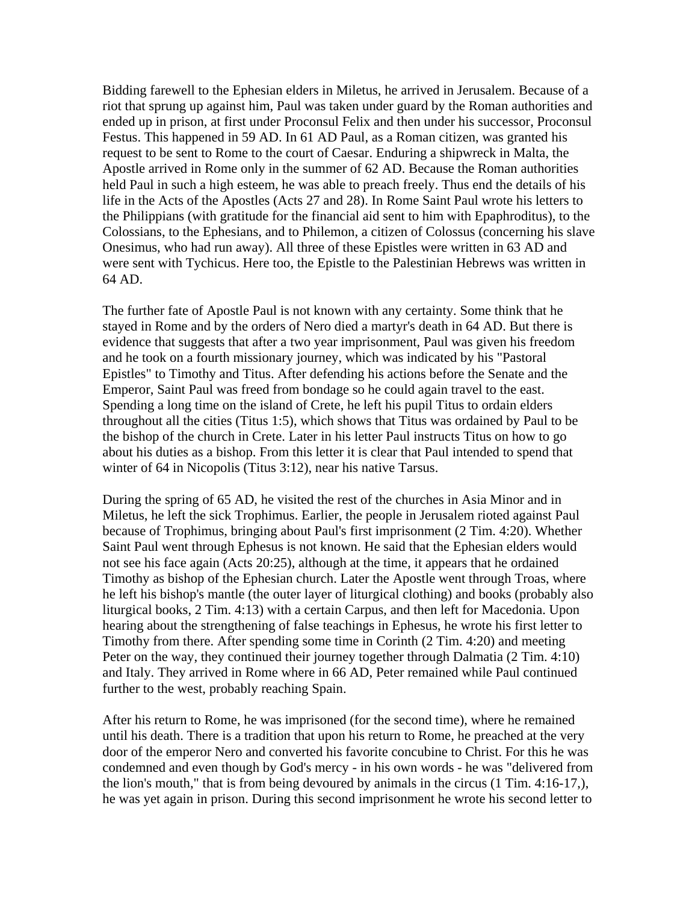Bidding farewell to the Ephesian elders in Miletus, he arrived in Jerusalem. Because of a riot that sprung up against him, Paul was taken under guard by the Roman authorities and ended up in prison, at first under Proconsul Felix and then under his successor, Proconsul Festus. This happened in 59 AD. In 61 AD Paul, as a Roman citizen, was granted his request to be sent to Rome to the court of Caesar. Enduring a shipwreck in Malta, the Apostle arrived in Rome only in the summer of 62 AD. Because the Roman authorities held Paul in such a high esteem, he was able to preach freely. Thus end the details of his life in the Acts of the Apostles (Acts 27 and 28). In Rome Saint Paul wrote his letters to the Philippians (with gratitude for the financial aid sent to him with Epaphroditus), to the Colossians, to the Ephesians, and to Philemon, a citizen of Colossus (concerning his slave Onesimus, who had run away). All three of these Epistles were written in 63 AD and were sent with Tychicus. Here too, the Epistle to the Palestinian Hebrews was written in 64 AD.

The further fate of Apostle Paul is not known with any certainty. Some think that he stayed in Rome and by the orders of Nero died a martyr's death in 64 AD. But there is evidence that suggests that after a two year imprisonment, Paul was given his freedom and he took on a fourth missionary journey, which was indicated by his "Pastoral Epistles" to Timothy and Titus. After defending his actions before the Senate and the Emperor, Saint Paul was freed from bondage so he could again travel to the east. Spending a long time on the island of Crete, he left his pupil Titus to ordain elders throughout all the cities (Titus 1:5), which shows that Titus was ordained by Paul to be the bishop of the church in Crete. Later in his letter Paul instructs Titus on how to go about his duties as a bishop. From this letter it is clear that Paul intended to spend that winter of 64 in Nicopolis (Titus 3:12), near his native Tarsus.

During the spring of 65 AD, he visited the rest of the churches in Asia Minor and in Miletus, he left the sick Trophimus. Earlier, the people in Jerusalem rioted against Paul because of Trophimus, bringing about Paul's first imprisonment (2 Tim. 4:20). Whether Saint Paul went through Ephesus is not known. He said that the Ephesian elders would not see his face again (Acts 20:25), although at the time, it appears that he ordained Timothy as bishop of the Ephesian church. Later the Apostle went through Troas, where he left his bishop's mantle (the outer layer of liturgical clothing) and books (probably also liturgical books, 2 Tim. 4:13) with a certain Carpus, and then left for Macedonia. Upon hearing about the strengthening of false teachings in Ephesus, he wrote his first letter to Timothy from there. After spending some time in Corinth (2 Tim. 4:20) and meeting Peter on the way, they continued their journey together through Dalmatia (2 Tim. 4:10) and Italy. They arrived in Rome where in 66 AD, Peter remained while Paul continued further to the west, probably reaching Spain.

After his return to Rome, he was imprisoned (for the second time), where he remained until his death. There is a tradition that upon his return to Rome, he preached at the very door of the emperor Nero and converted his favorite concubine to Christ. For this he was condemned and even though by God's mercy - in his own words - he was "delivered from the lion's mouth," that is from being devoured by animals in the circus (1 Tim. 4:16-17,), he was yet again in prison. During this second imprisonment he wrote his second letter to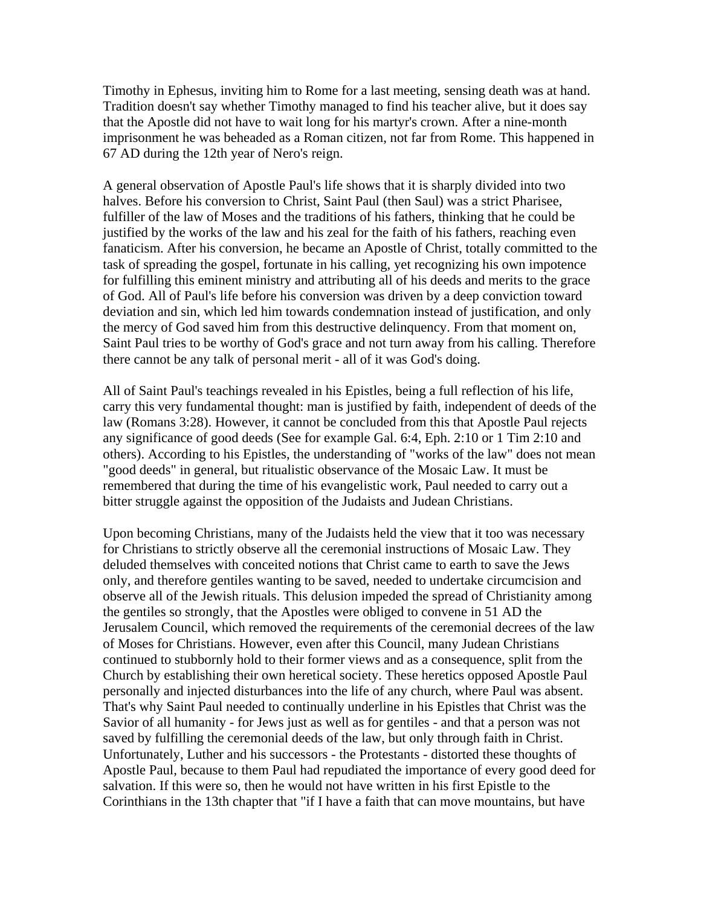Timothy in Ephesus, inviting him to Rome for a last meeting, sensing death was at hand. Tradition doesn't say whether Timothy managed to find his teacher alive, but it does say that the Apostle did not have to wait long for his martyr's crown. After a nine-month imprisonment he was beheaded as a Roman citizen, not far from Rome. This happened in 67 AD during the 12th year of Nero's reign.

A general observation of Apostle Paul's life shows that it is sharply divided into two halves. Before his conversion to Christ, Saint Paul (then Saul) was a strict Pharisee, fulfiller of the law of Moses and the traditions of his fathers, thinking that he could be justified by the works of the law and his zeal for the faith of his fathers, reaching even fanaticism. After his conversion, he became an Apostle of Christ, totally committed to the task of spreading the gospel, fortunate in his calling, yet recognizing his own impotence for fulfilling this eminent ministry and attributing all of his deeds and merits to the grace of God. All of Paul's life before his conversion was driven by a deep conviction toward deviation and sin, which led him towards condemnation instead of justification, and only the mercy of God saved him from this destructive delinquency. From that moment on, Saint Paul tries to be worthy of God's grace and not turn away from his calling. Therefore there cannot be any talk of personal merit - all of it was God's doing.

All of Saint Paul's teachings revealed in his Epistles, being a full reflection of his life, carry this very fundamental thought: man is justified by faith, independent of deeds of the law (Romans 3:28). However, it cannot be concluded from this that Apostle Paul rejects any significance of good deeds (See for example Gal. 6:4, Eph. 2:10 or 1 Tim 2:10 and others). According to his Epistles, the understanding of "works of the law" does not mean "good deeds" in general, but ritualistic observance of the Mosaic Law. It must be remembered that during the time of his evangelistic work, Paul needed to carry out a bitter struggle against the opposition of the Judaists and Judean Christians.

Upon becoming Christians, many of the Judaists held the view that it too was necessary for Christians to strictly observe all the ceremonial instructions of Mosaic Law. They deluded themselves with conceited notions that Christ came to earth to save the Jews only, and therefore gentiles wanting to be saved, needed to undertake circumcision and observe all of the Jewish rituals. This delusion impeded the spread of Christianity among the gentiles so strongly, that the Apostles were obliged to convene in 51 AD the Jerusalem Council, which removed the requirements of the ceremonial decrees of the law of Moses for Christians. However, even after this Council, many Judean Christians continued to stubbornly hold to their former views and as a consequence, split from the Church by establishing their own heretical society. These heretics opposed Apostle Paul personally and injected disturbances into the life of any church, where Paul was absent. That's why Saint Paul needed to continually underline in his Epistles that Christ was the Savior of all humanity - for Jews just as well as for gentiles - and that a person was not saved by fulfilling the ceremonial deeds of the law, but only through faith in Christ. Unfortunately, Luther and his successors - the Protestants - distorted these thoughts of Apostle Paul, because to them Paul had repudiated the importance of every good deed for salvation. If this were so, then he would not have written in his first Epistle to the Corinthians in the 13th chapter that "if I have a faith that can move mountains, but have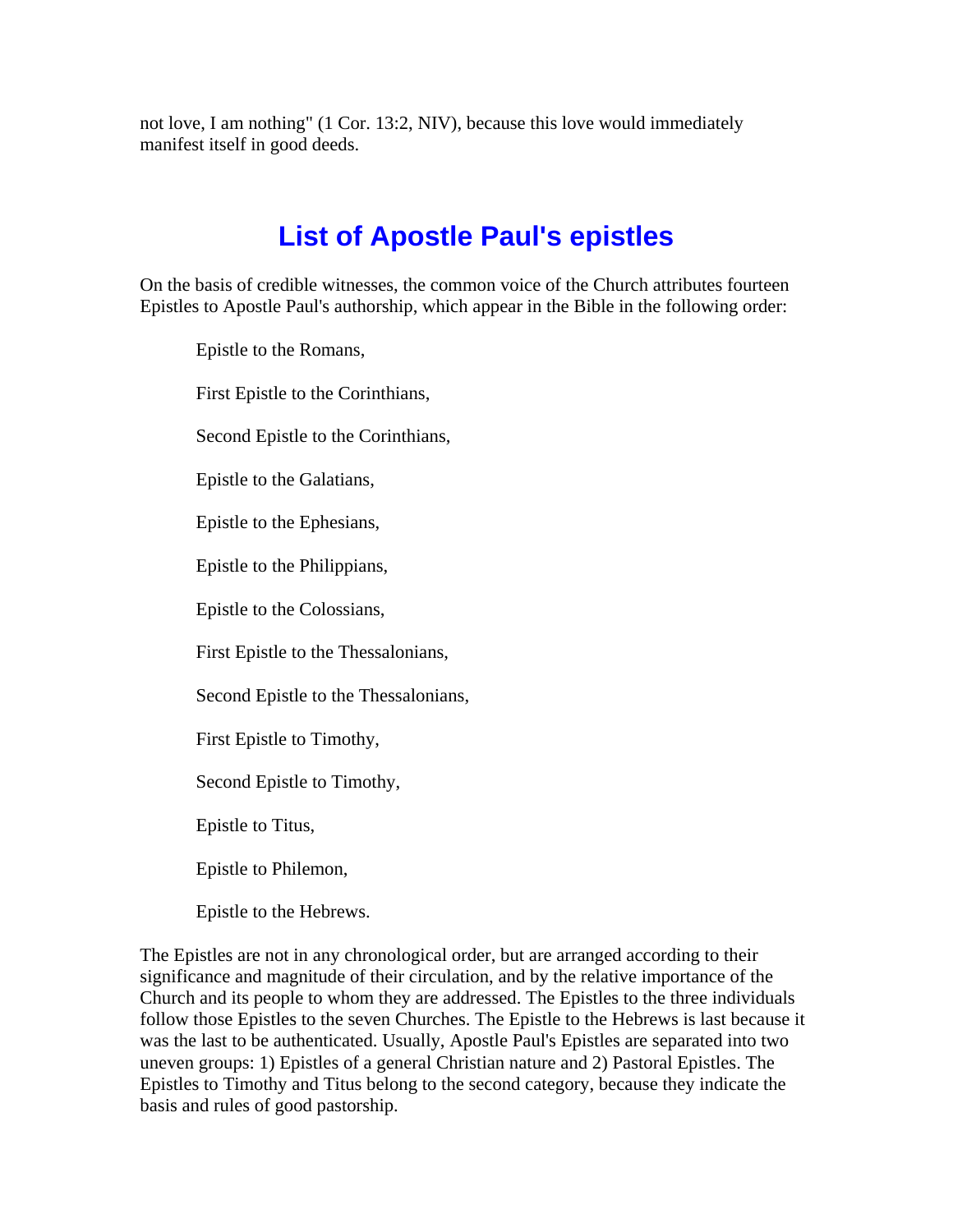not love, I am nothing" (1 Cor. 13:2, NIV), because this love would immediately manifest itself in good deeds.

## List of Apostle Paul's epistles

On the basis of credible witnesses, the common voice of the Church attributes fourteen Epistles to Apostle Paul's authorship, which appear in the Bible in the following order:

Epistle to the Romans,

First Epistle to the Corinthians,

Second Epistle to the Corinthians,

Epistle to the Galatians,

Epistle to the Ephesians,

Epistle to the Philippians,

Epistle to the Colossians,

First Epistle to the Thessalonians,

Second Epistle to the Thessalonians,

First Epistle to Timothy,

Second Epistle to Timothy,

Epistle to Titus,

Epistle to Philemon,

Epistle to the Hebrews.

The Epistles are not in any chronological order, but are arranged according to their significance and magnitude of their circulation, and by the relative importance of the Church and its people to whom they are addressed. The Epistles to the three individuals follow those Epistles to the seven Churches. The Epistle to the Hebrews is last because it was the last to be authenticated. Usually, Apostle Paul's Epistles are separated into two uneven groups: 1) Epistles of a general Christian nature and 2) Pastoral Epistles. The Epistles to Timothy and Titus belong to the second category, because they indicate the basis and rules of good pastorship.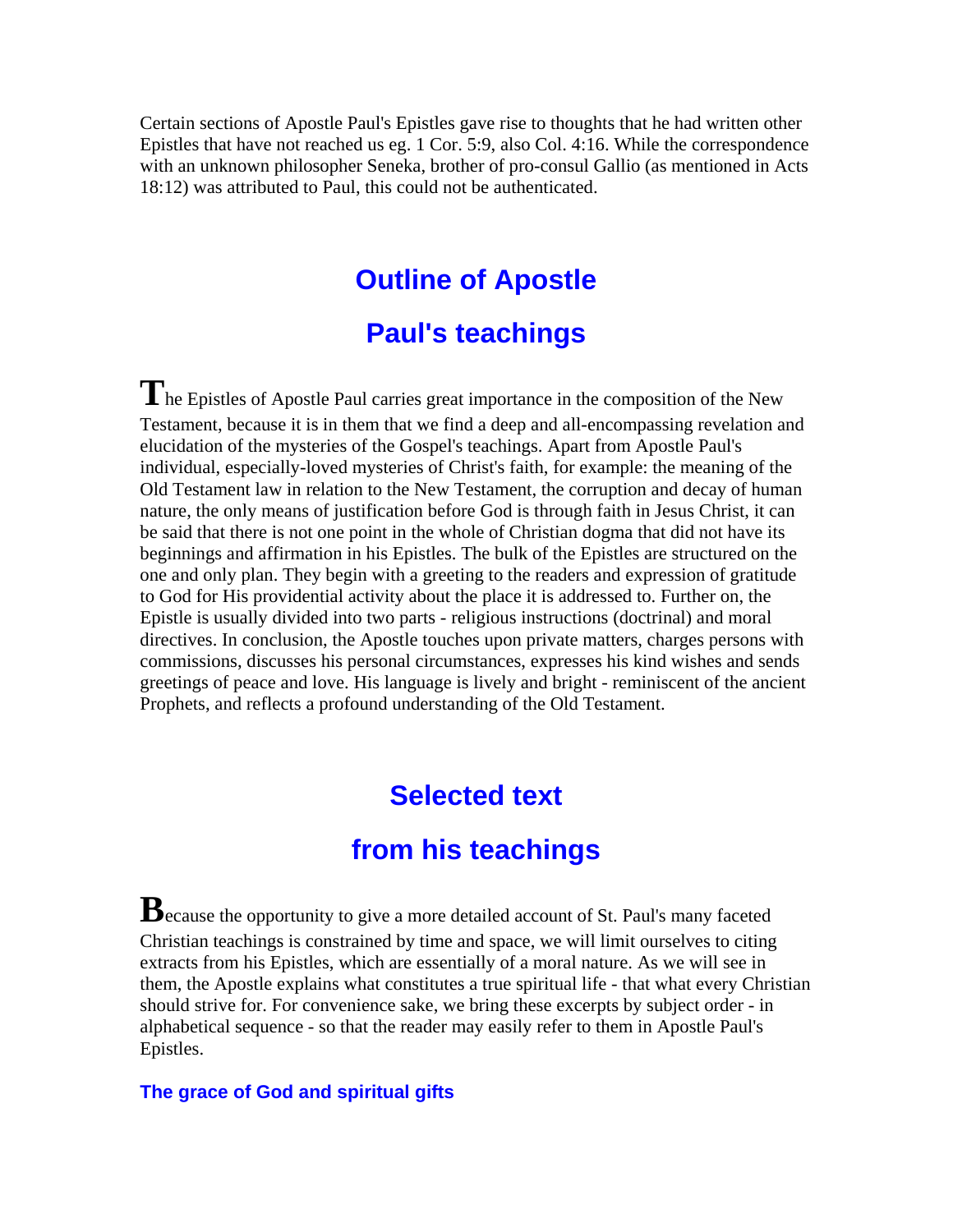Certain sections of Apostle Paul's Epistles gave rise to thoughts that he had written other Epistles that have not reached us eg. 1 Cor. 5:9, also Col. 4:16. While the correspondence with an unknown philosopher Seneka, brother of pro-consul Gallio (as mentioned in Acts 18:12) was attributed to Paul, this could not be authenticated.

## Outline of Apostle Paul's teachings

The Epistles of Apostle Paul carries great importance in the composition of the New Testament, because it is in them that we find a deep and all-encompassing revelation and elucidation of the mysteries of the Gospel's teachings. Apart from Apostle Paul's individual, especially-loved mysteries of Christ's faith, for example: the meaning of the Old Testament law in relation to the New Testament, the corruption and decay of human nature, the only means of justification before God is through faith in Jesus Christ, it can be said that there is not one point in the whole of Christian dogma that did not have its beginnings and affirmation in his Epistles. The bulk of the Epistles are structured on the one and only plan. They begin with a greeting to the readers and expression of gratitude to God for His providential activity about the place it is addressed to. Further on, the Epistle is usually divided into two parts - religious instructions (doctrinal) and moral directives. In conclusion, the Apostle touches upon private matters, charges persons with commissions, discusses his personal circumstances, expresses his kind wishes and sends greetings of peace and love. His language is lively and bright - reminiscent of the ancient Prophets, and reflects a profound understanding of the Old Testament.

## Selected text from his teachings

Because the opportunity to give a more detailed account of St. Paul's many faceted Christian teachings is constrained by time and space, we will limit ourselves to citing extracts from his Epistles, which are essentially of a moral nature. As we will see in them, the Apostle explains what constitutes a true spiritual life - that what every Christian should strive for. For convenience sake, we bring these excerpts by subject order - in alphabetical sequence - so that the reader may easily refer to them in Apostle Paul's Epistles.

### The grace of God and spiritual gifts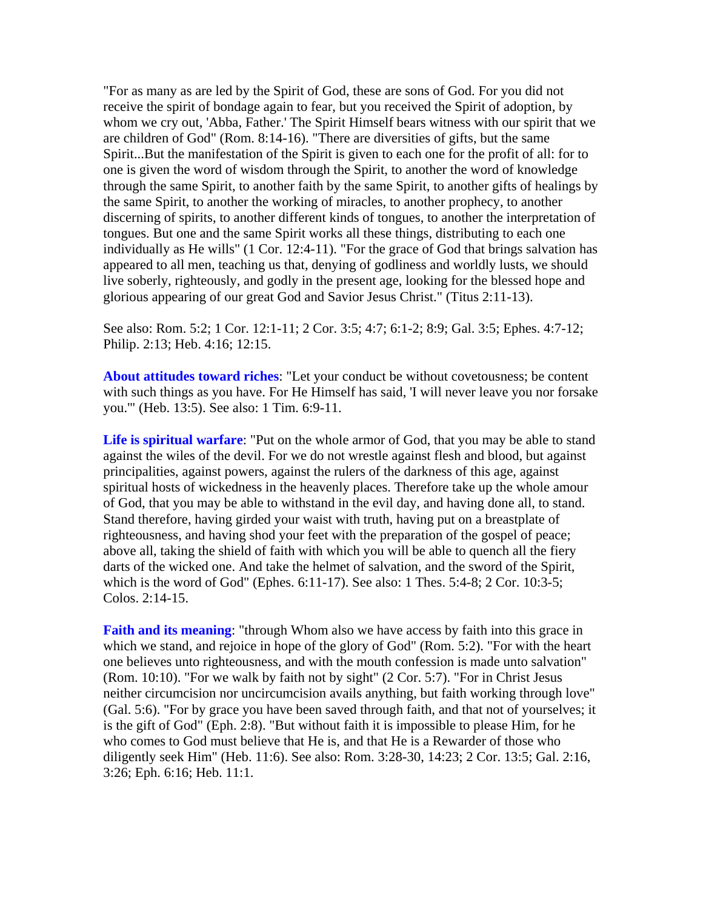"For as many as are led by the Spirit of God, these are sons of God. For you did not receive the spirit of bondage again to fear, but you received the Spirit of adoption, by whom we cry out, 'Abba, Father.' The Spirit Himself bears witness with our spirit that we are children of God" (Rom. 8:14-16). "There are diversities of gifts, but the same Spirit...But the manifestation of the Spirit is given to each one for the profit of all: for to one is given the word of wisdom through the Spirit, to another the word of knowledge through the same Spirit, to another faith by the same Spirit, to another gifts of healings by the same Spirit, to another the working of miracles, to another prophecy, to another discerning of spirits, to another different kinds of tongues, to another the interpretation of tongues. But one and the same Spirit works all these things, distributing to each one individually as He wills" (1 Cor. 12:4-11). "For the grace of God that brings salvation has appeared to all men, teaching us that, denying of godliness and worldly lusts, we should live soberly, righteously, and godly in the present age, looking for the blessed hope and glorious appearing of our great God and Savior Jesus Christ." (Titus 2:11-13).

See also: Rom. 5:2; 1 Cor. 12:1-11; 2 Cor. 3:5; 4:7; 6:1-2; 8:9; Gal. 3:5; Ephes. 4:7-12; Philip. 2:13; Heb. 4:16; 12:15.

**About attitudes toward riches**: "Let your conduct be without covetousness; be content with such things as you have. For He Himself has said, 'I will never leave you nor forsake you.'" (Heb. 13:5). See also: 1 Tim. 6:9-11.

**Life is spiritual warfare**: "Put on the whole armor of God, that you may be able to stand against the wiles of the devil. For we do not wrestle against flesh and blood, but against principalities, against powers, against the rulers of the darkness of this age, against spiritual hosts of wickedness in the heavenly places. Therefore take up the whole amour of God, that you may be able to withstand in the evil day, and having done all, to stand. Stand therefore, having girded your waist with truth, having put on a breastplate of righteousness, and having shod your feet with the preparation of the gospel of peace; above all, taking the shield of faith with which you will be able to quench all the fiery darts of the wicked one. And take the helmet of salvation, and the sword of the Spirit, which is the word of God" (Ephes. 6:11-17). See also: 1 Thes. 5:4-8; 2 Cor. 10:3-5; Colos. 2:14-15.

**Faith and its meaning**: "through Whom also we have access by faith into this grace in which we stand, and rejoice in hope of the glory of God" (Rom. 5:2). "For with the heart one believes unto righteousness, and with the mouth confession is made unto salvation" (Rom. 10:10). "For we walk by faith not by sight" (2 Cor. 5:7). "For in Christ Jesus neither circumcision nor uncircumcision avails anything, but faith working through love" (Gal. 5:6). "For by grace you have been saved through faith, and that not of yourselves; it is the gift of God" (Eph. 2:8). "But without faith it is impossible to please Him, for he who comes to God must believe that He is, and that He is a Rewarder of those who diligently seek Him" (Heb. 11:6). See also: Rom. 3:28-30, 14:23; 2 Cor. 13:5; Gal. 2:16, 3:26; Eph. 6:16; Heb. 11:1.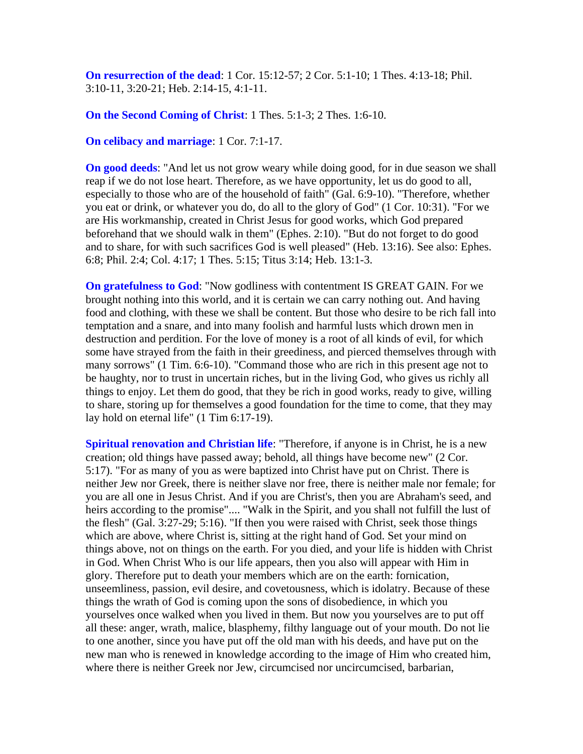**On resurrection of the dead**: 1 Cor. 15:12-57; 2 Cor. 5:1-10; 1 Thes. 4:13-18; Phil. 3:10-11, 3:20-21; Heb. 2:14-15, 4:1-11.

**On the Second Coming of Christ**: 1 Thes. 5:1-3; 2 Thes. 1:6-10.

**On celibacy and marriage**: 1 Cor. 7:1-17.

**On good deeds**: "And let us not grow weary while doing good, for in due season we shall reap if we do not lose heart. Therefore, as we have opportunity, let us do good to all, especially to those who are of the household of faith" (Gal. 6:9-10). "Therefore, whether you eat or drink, or whatever you do, do all to the glory of God" (1 Cor. 10:31). "For we are His workmanship, created in Christ Jesus for good works, which God prepared beforehand that we should walk in them" (Ephes. 2:10). "But do not forget to do good and to share, for with such sacrifices God is well pleased" (Heb. 13:16). See also: Ephes. 6:8; Phil. 2:4; Col. 4:17; 1 Thes. 5:15; Titus 3:14; Heb. 13:1-3.

**On gratefulness to God**: "Now godliness with contentment IS GREAT GAIN. For we brought nothing into this world, and it is certain we can carry nothing out. And having food and clothing, with these we shall be content. But those who desire to be rich fall into temptation and a snare, and into many foolish and harmful lusts which drown men in destruction and perdition. For the love of money is a root of all kinds of evil, for which some have strayed from the faith in their greediness, and pierced themselves through with many sorrows" (1 Tim. 6:6-10). "Command those who are rich in this present age not to be haughty, nor to trust in uncertain riches, but in the living God, who gives us richly all things to enjoy. Let them do good, that they be rich in good works, ready to give, willing to share, storing up for themselves a good foundation for the time to come, that they may lay hold on eternal life" (1 Tim 6:17-19).

**Spiritual renovation and Christian life**: "Therefore, if anyone is in Christ, he is a new creation; old things have passed away; behold, all things have become new" (2 Cor. 5:17). "For as many of you as were baptized into Christ have put on Christ. There is neither Jew nor Greek, there is neither slave nor free, there is neither male nor female; for you are all one in Jesus Christ. And if you are Christ's, then you are Abraham's seed, and heirs according to the promise".... "Walk in the Spirit, and you shall not fulfill the lust of the flesh" (Gal. 3:27-29; 5:16). "If then you were raised with Christ, seek those things which are above, where Christ is, sitting at the right hand of God. Set your mind on things above, not on things on the earth. For you died, and your life is hidden with Christ in God. When Christ Who is our life appears, then you also will appear with Him in glory. Therefore put to death your members which are on the earth: fornication, unseemliness, passion, evil desire, and covetousness, which is idolatry. Because of these things the wrath of God is coming upon the sons of disobedience, in which you yourselves once walked when you lived in them. But now you yourselves are to put off all these: anger, wrath, malice, blasphemy, filthy language out of your mouth. Do not lie to one another, since you have put off the old man with his deeds, and have put on the new man who is renewed in knowledge according to the image of Him who created him, where there is neither Greek nor Jew, circumcised nor uncircumcised, barbarian,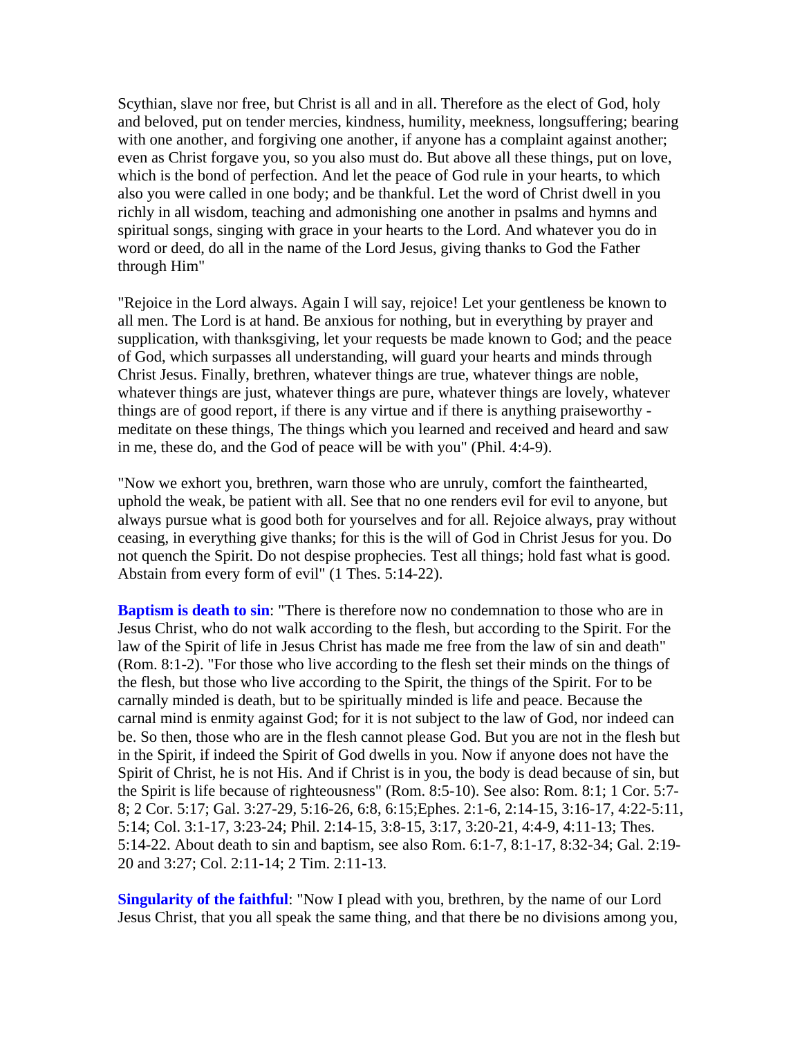Scythian, slave nor free, but Christ is all and in all. Therefore as the elect of God, holy and beloved, put on tender mercies, kindness, humility, meekness, longsuffering; bearing with one another, and forgiving one another, if anyone has a complaint against another; even as Christ forgave you, so you also must do. But above all these things, put on love, which is the bond of perfection. And let the peace of God rule in your hearts, to which also you were called in one body; and be thankful. Let the word of Christ dwell in you richly in all wisdom, teaching and admonishing one another in psalms and hymns and spiritual songs, singing with grace in your hearts to the Lord. And whatever you do in word or deed, do all in the name of the Lord Jesus, giving thanks to God the Father through Him"

"Rejoice in the Lord always. Again I will say, rejoice! Let your gentleness be known to all men. The Lord is at hand. Be anxious for nothing, but in everything by prayer and supplication, with thanksgiving, let your requests be made known to God; and the peace of God, which surpasses all understanding, will guard your hearts and minds through Christ Jesus. Finally, brethren, whatever things are true, whatever things are noble, whatever things are just, whatever things are pure, whatever things are lovely, whatever things are of good report, if there is any virtue and if there is anything praiseworthy - meditate on these things, The things which you learned and received and heard and saw in me, these do, and the God of peace will be with you" (Phil. 4:4-9).

"Now we exhort you, brethren, warn those who are unruly, comfort the fainthearted, uphold the weak, be patient with all. See that no one renders evil for evil to anyone, but always pursue what is good both for yourselves and for all. Rejoice always, pray without ceasing, in everything give thanks; for this is the will of God in Christ Jesus for you. Do not quench the Spirit. Do not despise prophecies. Test all things; hold fast what is good. Abstain from every form of evil" (1 Thes. 5:14-22).

**Baptism is death to sin**: "There is therefore now no condemnation to those who are in Jesus Christ, who do not walk according to the flesh, but according to the Spirit. For the law of the Spirit of life in Jesus Christ has made me free from the law of sin and death" (Rom. 8:1-2). "For those who live according to the flesh set their minds on the things of the flesh, but those who live according to the Spirit, the things of the Spirit. For to be carnally minded is death, but to be spiritually minded is life and peace. Because the carnal mind is enmity against God; for it is not subject to the law of God, nor indeed can be. So then, those who are in the flesh cannot please God. But you are not in the flesh but in the Spirit, if indeed the Spirit of God dwells in you. Now if anyone does not have the Spirit of Christ, he is not His. And if Christ is in you, the body is dead because of sin, but the Spirit is life because of righteousness" (Rom. 8:5-10). See also: Rom. 8:1; 1 Cor. 5:7-8; 2 Cor. 5:17; Gal. 3:27-29, 5:16-26, 6:8, 6:15;Ephes. 2:1-6, 2:14-15, 3:16-17, 4:22-5:11, 5:14; Col. 3:1-17, 3:23-24; Phil. 2:14-15, 3:8-15, 3:17, 3:20-21, 4:4-9, 4:11-13; Thes. 5:14-22. About death to sin and baptism, see also Rom. 6:1-7, 8:1-17, 8:32-34; Gal. 2:19-20 and 3:27; Col. 2:11-14; 2 Tim. 2:11-13.

**Singularity of the faithful**: "Now I plead with you, brethren, by the name of our Lord Jesus Christ, that you all speak the same thing, and that there be no divisions among you,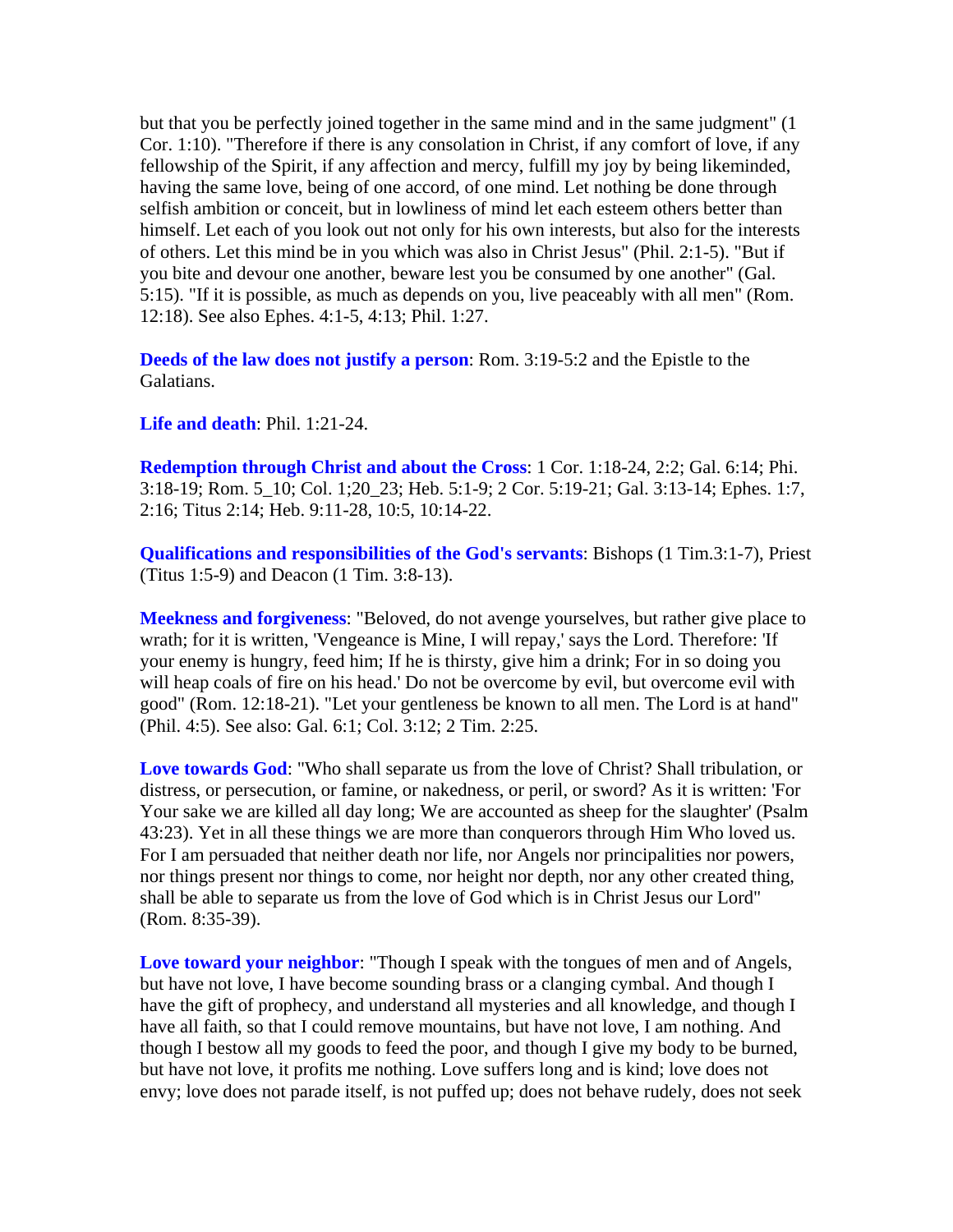but that you be perfectly joined together in the same mind and in the same judgment" (1 Cor. 1:10). "Therefore if there is any consolation in Christ, if any comfort of love, if any fellowship of the Spirit, if any affection and mercy, fulfill my joy by being likeminded, having the same love, being of one accord, of one mind. Let nothing be done through selfish ambition or conceit, but in lowliness of mind let each esteem others better than himself. Let each of you look out not only for his own interests, but also for the interests of others. Let this mind be in you which was also in Christ Jesus" (Phil. 2:1-5). "But if you bite and devour one another, beware lest you be consumed by one another" (Gal. 5:15). "If it is possible, as much as depends on you, live peaceably with all men" (Rom. 12:18). See also Ephes. 4:1-5, 4:13; Phil. 1:27.

**Deeds of the law does not justify a person**: Rom. 3:19-5:2 and the Epistle to the Galatians.

**Life and death**: Phil. 1:21-24.

**Redemption through Christ and about the Cross**: 1 Cor. 1:18-24, 2:2; Gal. 6:14; Phi. 3:18-19; Rom. 5_10; Col. 1;20_23; Heb. 5:1-9; 2 Cor. 5:19-21; Gal. 3:13-14; Ephes. 1:7, 2:16; Titus 2:14; Heb. 9:11-28, 10:5, 10:14-22.

**Qualifications and responsibilities of the God's servants**: Bishops (1 Tim.3:1-7), Priest (Titus 1:5-9) and Deacon (1 Tim. 3:8-13).

**Meekness and forgiveness**: "Beloved, do not avenge yourselves, but rather give place to wrath; for it is written, 'Vengeance is Mine, I will repay,' says the Lord. Therefore: 'If your enemy is hungry, feed him; If he is thirsty, give him a drink; For in so doing you will heap coals of fire on his head.' Do not be overcome by evil, but overcome evil with good" (Rom. 12:18-21). "Let your gentleness be known to all men. The Lord is at hand" (Phil. 4:5). See also: Gal. 6:1; Col. 3:12; 2 Tim. 2:25.

**Love towards God**: "Who shall separate us from the love of Christ? Shall tribulation, or distress, or persecution, or famine, or nakedness, or peril, or sword? As it is written: 'For Your sake we are killed all day long; We are accounted as sheep for the slaughter' (Psalm 43:23). Yet in all these things we are more than conquerors through Him Who loved us. For I am persuaded that neither death nor life, nor Angels nor principalities nor powers, nor things present nor things to come, nor height nor depth, nor any other created thing, shall be able to separate us from the love of God which is in Christ Jesus our Lord" (Rom. 8:35-39).

**Love toward your neighbor**: "Though I speak with the tongues of men and of Angels, but have not love, I have become sounding brass or a clanging cymbal. And though I have the gift of prophecy, and understand all mysteries and all knowledge, and though I have all faith, so that I could remove mountains, but have not love, I am nothing. And though I bestow all my goods to feed the poor, and though I give my body to be burned, but have not love, it profits me nothing. Love suffers long and is kind; love does not envy; love does not parade itself, is not puffed up; does not behave rudely, does not seek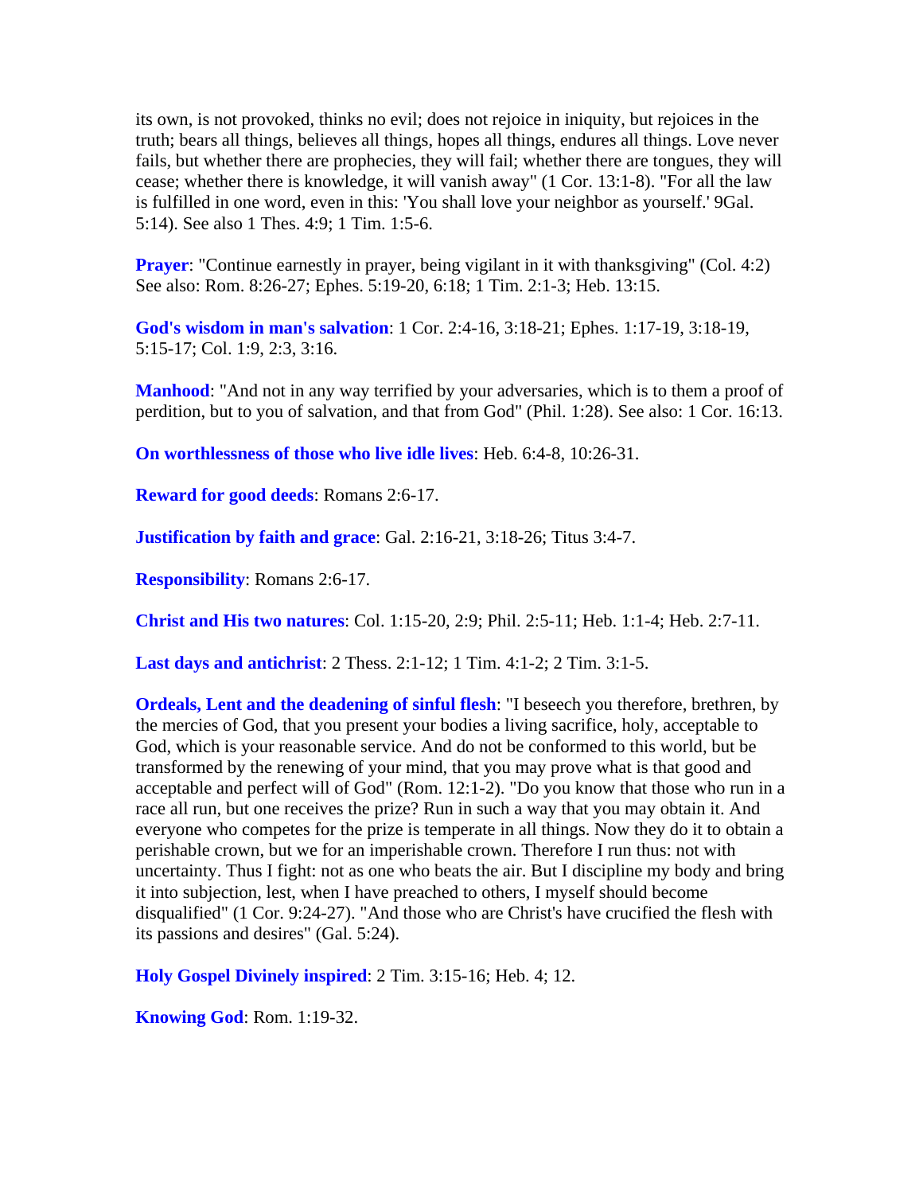its own, is not provoked, thinks no evil; does not rejoice in iniquity, but rejoices in the truth; bears all things, believes all things, hopes all things, endures all things. Love never fails, but whether there are prophecies, they will fail; whether there are tongues, they will cease; whether there is knowledge, it will vanish away" (1 Cor. 13:1-8). "For all the law is fulfilled in one word, even in this: 'You shall love your neighbor as yourself.' 9Gal. 5:14). See also 1 Thes. 4:9; 1 Tim. 1:5-6.

**Prayer**: "Continue earnestly in prayer, being vigilant in it with thanksgiving" (Col. 4:2) See also: Rom. 8:26-27; Ephes. 5:19-20, 6:18; 1 Tim. 2:1-3; Heb. 13:15.

**God's wisdom in man's salvation**: 1 Cor. 2:4-16, 3:18-21; Ephes. 1:17-19, 3:18-19, 5:15-17; Col. 1:9, 2:3, 3:16.

**Manhood**: "And not in any way terrified by your adversaries, which is to them a proof of perdition, but to you of salvation, and that from God" (Phil. 1:28). See also: 1 Cor. 16:13.

**On worthlessness of those who live idle lives**: Heb. 6:4-8, 10:26-31.

**Reward for good deeds**: Romans 2:6-17.

**Justification by faith and grace**: Gal. 2:16-21, 3:18-26; Titus 3:4-7.

**Responsibility**: Romans 2:6-17.

**Christ and His two natures**: Col. 1:15-20, 2:9; Phil. 2:5-11; Heb. 1:1-4; Heb. 2:7-11.

**Last days and antichrist**: 2 Thess. 2:1-12; 1 Tim. 4:1-2; 2 Tim. 3:1-5.

**Ordeals, Lent and the deadening of sinful flesh**: "I beseech you therefore, brethren, by the mercies of God, that you present your bodies a living sacrifice, holy, acceptable to God, which is your reasonable service. And do not be conformed to this world, but be transformed by the renewing of your mind, that you may prove what is that good and acceptable and perfect will of God" (Rom. 12:1-2). "Do you know that those who run in a race all run, but one receives the prize? Run in such a way that you may obtain it. And everyone who competes for the prize is temperate in all things. Now they do it to obtain a perishable crown, but we for an imperishable crown. Therefore I run thus: not with uncertainty. Thus I fight: not as one who beats the air. But I discipline my body and bring it into subjection, lest, when I have preached to others, I myself should become disqualified" (1 Cor. 9:24-27). "And those who are Christ's have crucified the flesh with its passions and desires" (Gal. 5:24).

**Holy Gospel Divinely inspired**: 2 Tim. 3:15-16; Heb. 4; 12.

**Knowing God**: Rom. 1:19-32.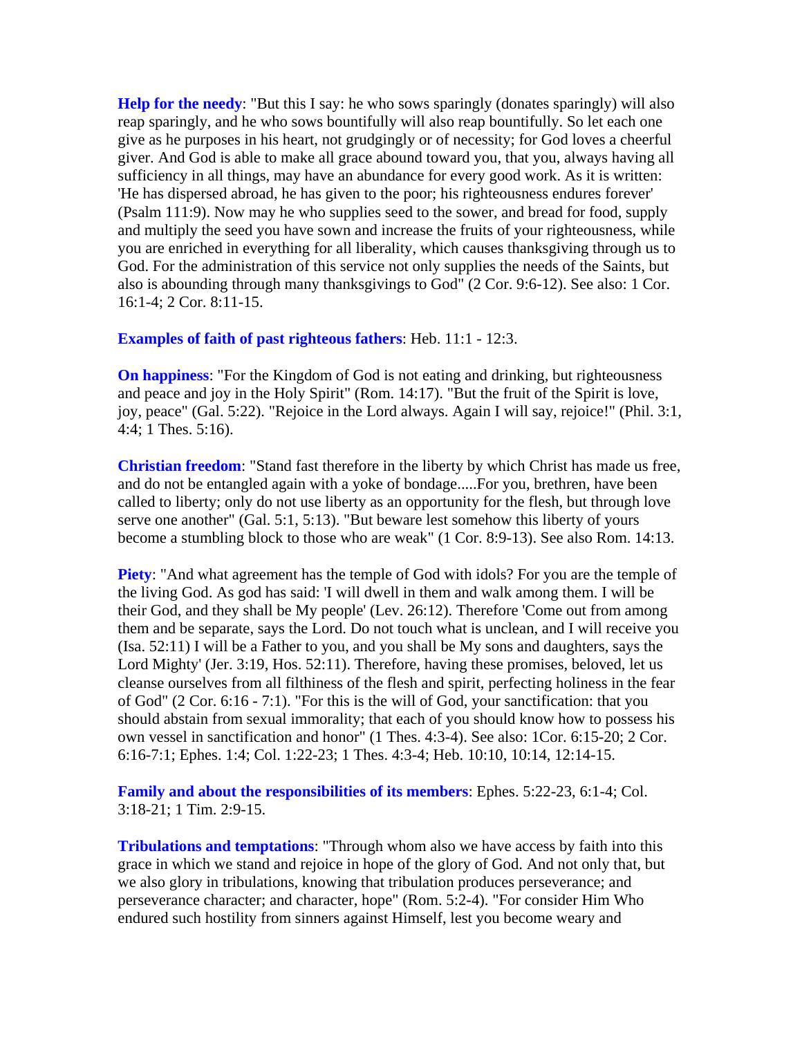**Help for the needy**: "But this I say: he who sows sparingly (donates sparingly) will also reap sparingly, and he who sows bountifully will also reap bountifully. So let each one give as he purposes in his heart, not grudgingly or of necessity; for God loves a cheerful giver. And God is able to make all grace abound toward you, that you, always having all sufficiency in all things, may have an abundance for every good work. As it is written: 'He has dispersed abroad, he has given to the poor; his righteousness endures forever' (Psalm 111:9). Now may he who supplies seed to the sower, and bread for food, supply and multiply the seed you have sown and increase the fruits of your righteousness, while you are enriched in everything for all liberality, which causes thanksgiving through us to God. For the administration of this service not only supplies the needs of the Saints, but also is abounding through many thanksgivings to God" (2 Cor. 9:6-12). See also: 1 Cor. 16:1-4; 2 Cor. 8:11-15.

**Examples of faith of past righteous fathers**: Heb. 11:1 - 12:3.

**On happiness**: "For the Kingdom of God is not eating and drinking, but righteousness and peace and joy in the Holy Spirit" (Rom. 14:17). "But the fruit of the Spirit is love, joy, peace" (Gal. 5:22). "Rejoice in the Lord always. Again I will say, rejoice!" (Phil. 3:1, 4:4; 1 Thes. 5:16).

**Christian freedom**: "Stand fast therefore in the liberty by which Christ has made us free, and do not be entangled again with a yoke of bondage.....For you, brethren, have been called to liberty; only do not use liberty as an opportunity for the flesh, but through love serve one another" (Gal. 5:1, 5:13). "But beware lest somehow this liberty of yours become a stumbling block to those who are weak" (1 Cor. 8:9-13). See also Rom. 14:13.

**Piety**: "And what agreement has the temple of God with idols? For you are the temple of the living God. As god has said: 'I will dwell in them and walk among them. I will be their God, and they shall be My people' (Lev. 26:12). Therefore 'Come out from among them and be separate, says the Lord. Do not touch what is unclean, and I will receive you (Isa. 52:11) I will be a Father to you, and you shall be My sons and daughters, says the Lord Mighty' (Jer. 3:19, Hos. 52:11). Therefore, having these promises, beloved, let us cleanse ourselves from all filthiness of the flesh and spirit, perfecting holiness in the fear of God" (2 Cor. 6:16 - 7:1). "For this is the will of God, your sanctification: that you should abstain from sexual immorality; that each of you should know how to possess his own vessel in sanctification and honor" (1 Thes. 4:3-4). See also: 1Cor. 6:15-20; 2 Cor. 6:16-7:1; Ephes. 1:4; Col. 1:22-23; 1 Thes. 4:3-4; Heb. 10:10, 10:14, 12:14-15.

**Family and about the responsibilities of its members**: Ephes. 5:22-23, 6:1-4; Col. 3:18-21; 1 Tim. 2:9-15.

**Tribulations and temptations**: "Through whom also we have access by faith into this grace in which we stand and rejoice in hope of the glory of God. And not only that, but we also glory in tribulations, knowing that tribulation produces perseverance; and perseverance character; and character, hope" (Rom. 5:2-4). "For consider Him Who endured such hostility from sinners against Himself, lest you become weary and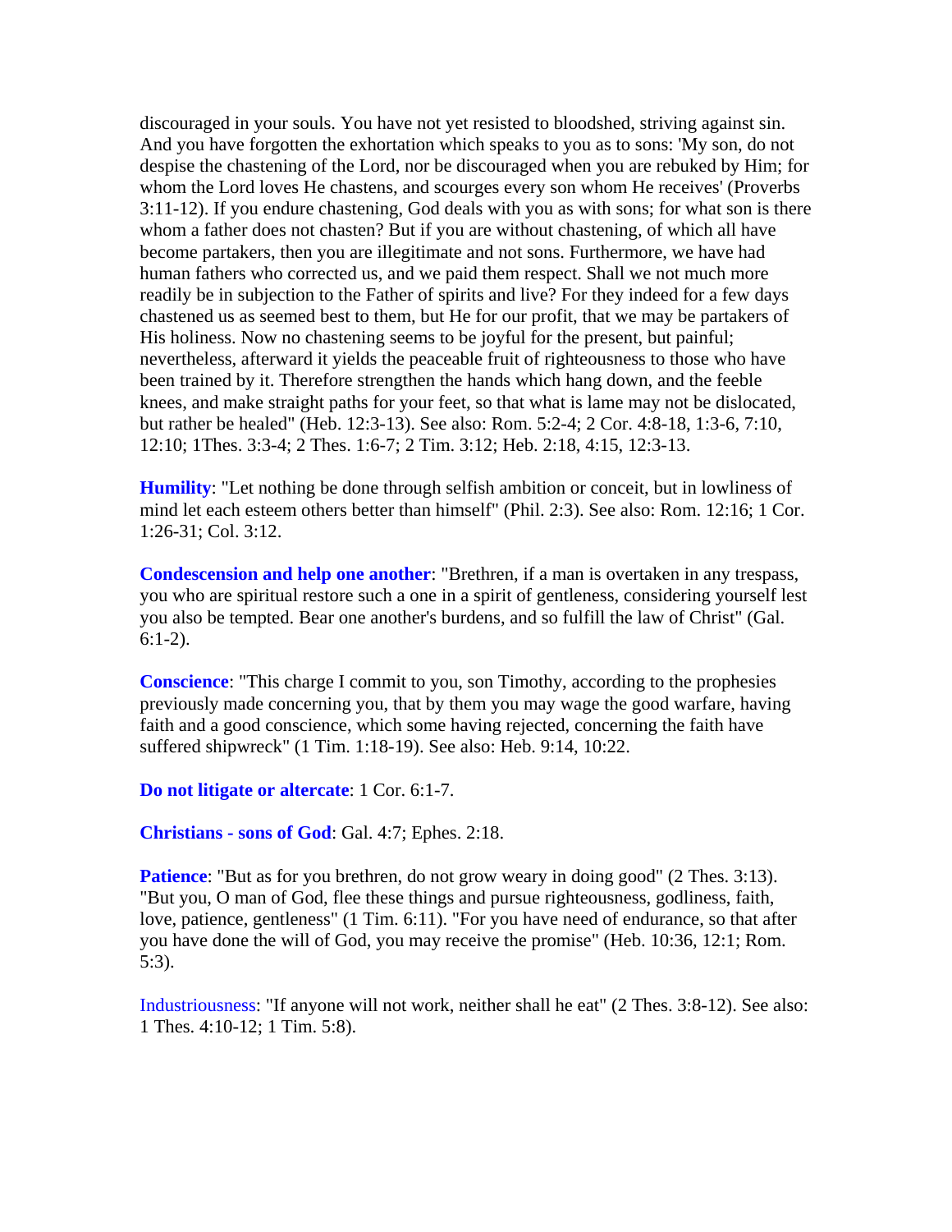discouraged in your souls. You have not yet resisted to bloodshed, striving against sin. And you have forgotten the exhortation which speaks to you as to sons: 'My son, do not despise the chastening of the Lord, nor be discouraged when you are rebuked by Him; for whom the Lord loves He chastens, and scourges every son whom He receives' (Proverbs 3:11-12). If you endure chastening, God deals with you as with sons; for what son is there whom a father does not chasten? But if you are without chastening, of which all have become partakers, then you are illegitimate and not sons. Furthermore, we have had human fathers who corrected us, and we paid them respect. Shall we not much more readily be in subjection to the Father of spirits and live? For they indeed for a few days chastened us as seemed best to them, but He for our profit, that we may be partakers of His holiness. Now no chastening seems to be joyful for the present, but painful; nevertheless, afterward it yields the peaceable fruit of righteousness to those who have been trained by it. Therefore strengthen the hands which hang down, and the feeble knees, and make straight paths for your feet, so that what is lame may not be dislocated, but rather be healed" (Heb. 12:3-13). See also: Rom. 5:2-4; 2 Cor. 4:8-18, 1:3-6, 7:10, 12:10; 1Thes. 3:3-4; 2 Thes. 1:6-7; 2 Tim. 3:12; Heb. 2:18, 4:15, 12:3-13.

**Humility**: "Let nothing be done through selfish ambition or conceit, but in lowliness of mind let each esteem others better than himself" (Phil. 2:3). See also: Rom. 12:16; 1 Cor. 1:26-31; Col. 3:12.

**Condescension and help one another**: "Brethren, if a man is overtaken in any trespass, you who are spiritual restore such a one in a spirit of gentleness, considering yourself lest you also be tempted. Bear one another's burdens, and so fulfill the law of Christ" (Gal. 6:1-2).

**Conscience**: "This charge I commit to you, son Timothy, according to the prophesies previously made concerning you, that by them you may wage the good warfare, having faith and a good conscience, which some having rejected, concerning the faith have suffered shipwreck" (1 Tim. 1:18-19). See also: Heb. 9:14, 10:22.

**Do not litigate or altercate**: 1 Cor. 6:1-7.

**Christians - sons of God**: Gal. 4:7; Ephes. 2:18.

**Patience**: "But as for you brethren, do not grow weary in doing good" (2 Thes. 3:13). "But you, O man of God, flee these things and pursue righteousness, godliness, faith, love, patience, gentleness" (1 Tim. 6:11). "For you have need of endurance, so that after you have done the will of God, you may receive the promise" (Heb. 10:36, 12:1; Rom. 5:3).

Industriousness: "If anyone will not work, neither shall he eat" (2 Thes. 3:8-12). See also: 1 Thes. 4:10-12; 1 Tim. 5:8).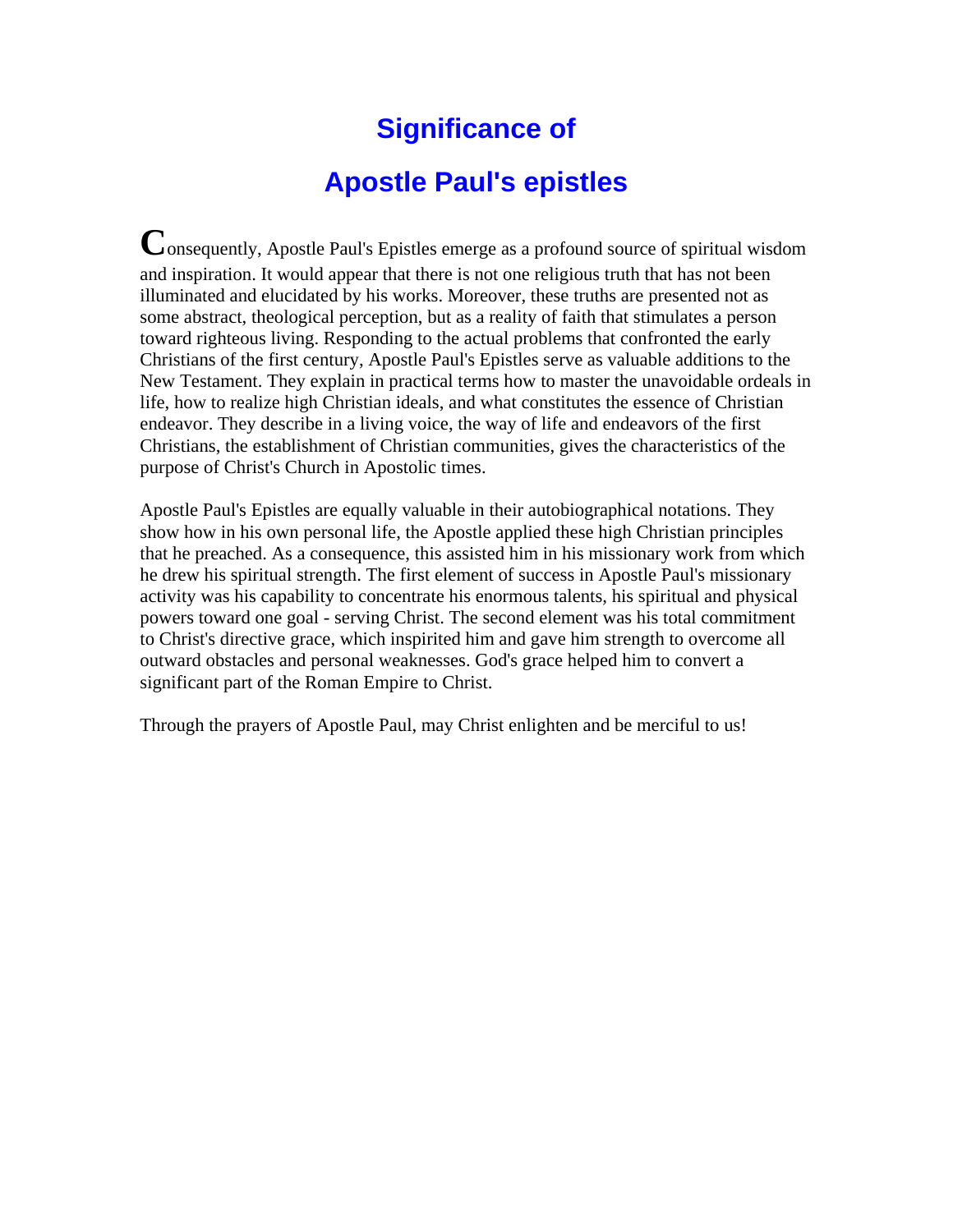# Significance of

# Apostle Paul's epistles

Consequently, Apostle Paul's Epistles emerge as a profound source of spiritual wisdom and inspiration. It would appear that there is not one religious truth that has not been illuminated and elucidated by his works. Moreover, these truths are presented not as some abstract, theological perception, but as a reality of faith that stimulates a person toward righteous living. Responding to the actual problems that confronted the early Christians of the first century, Apostle Paul's Epistles serve as valuable additions to the New Testament. They explain in practical terms how to master the unavoidable ordeals in life, how to realize high Christian ideals, and what constitutes the essence of Christian endeavor. They describe in a living voice, the way of life and endeavors of the first Christians, the establishment of Christian communities, gives the characteristics of the purpose of Christ's Church in Apostolic times.

Apostle Paul's Epistles are equally valuable in their autobiographical notations. They show how in his own personal life, the Apostle applied these high Christian principles that he preached. As a consequence, this assisted him in his missionary work from which he drew his spiritual strength. The first element of success in Apostle Paul's missionary activity was his capability to concentrate his enormous talents, his spiritual and physical powers toward one goal - serving Christ. The second element was his total commitment to Christ's directive grace, which inspirited him and gave him strength to overcome all outward obstacles and personal weaknesses. God's grace helped him to convert a significant part of the Roman Empire to Christ.

Through the prayers of Apostle Paul, may Christ enlighten and be merciful to us!